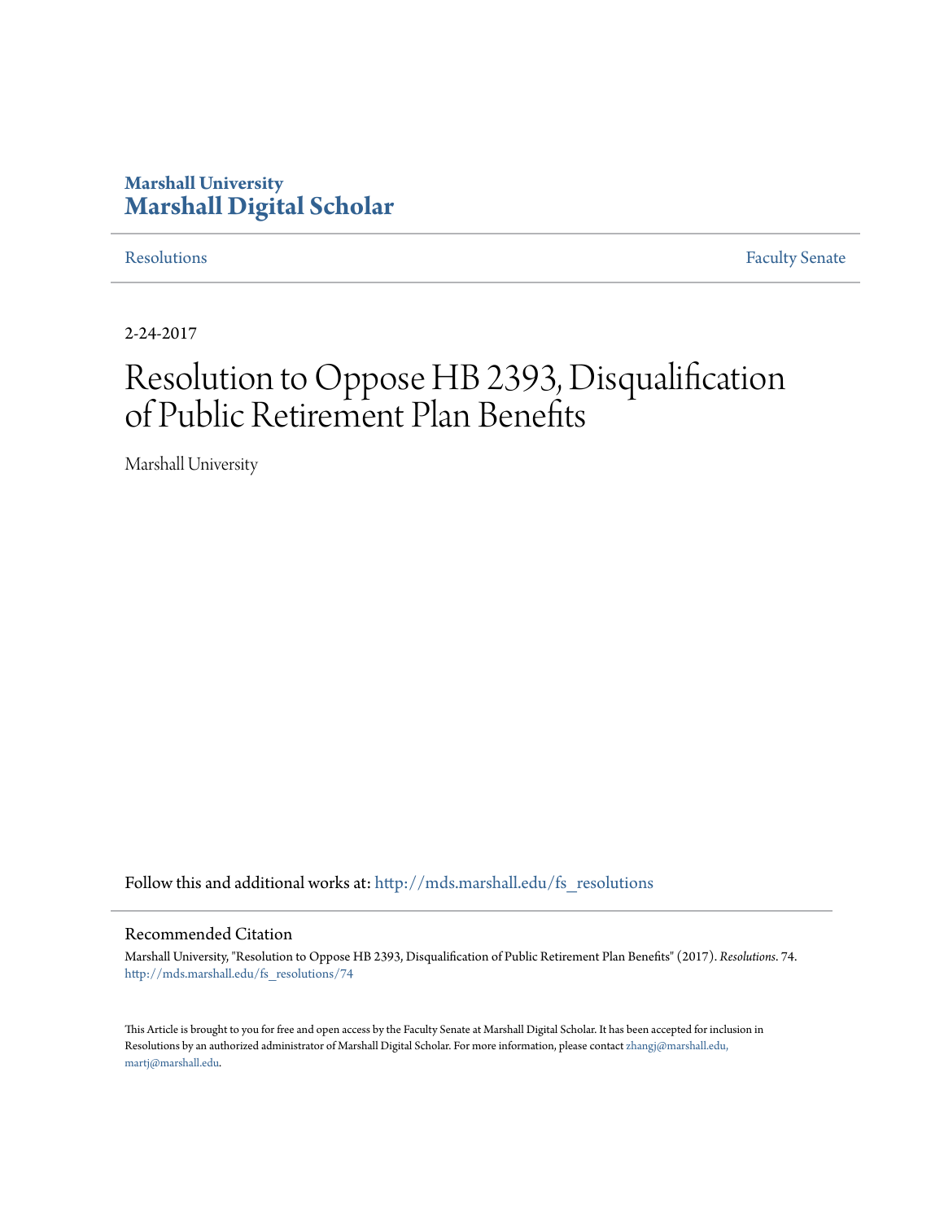Marshall University
**Marshall Digital Scholar**

Resolutions | Faculty Senate

2-24-2017

# Resolution to Oppose HB 2393, Disqualification of Public Retirement Plan Benefits

Marshall University

Follow this and additional works at: http://mds.marshall.edu/fs_resolutions

## Recommended Citation

Marshall University, "Resolution to Oppose HB 2393, Disqualification of Public Retirement Plan Benefits" (2017). *Resolutions*. 74.
http://mds.marshall.edu/fs_resolutions/74

This Article is brought to you for free and open access by the Faculty Senate at Marshall Digital Scholar. It has been accepted for inclusion in Resolutions by an authorized administrator of Marshall Digital Scholar. For more information, please contact zhangj@marshall.edu, martj@marshall.edu.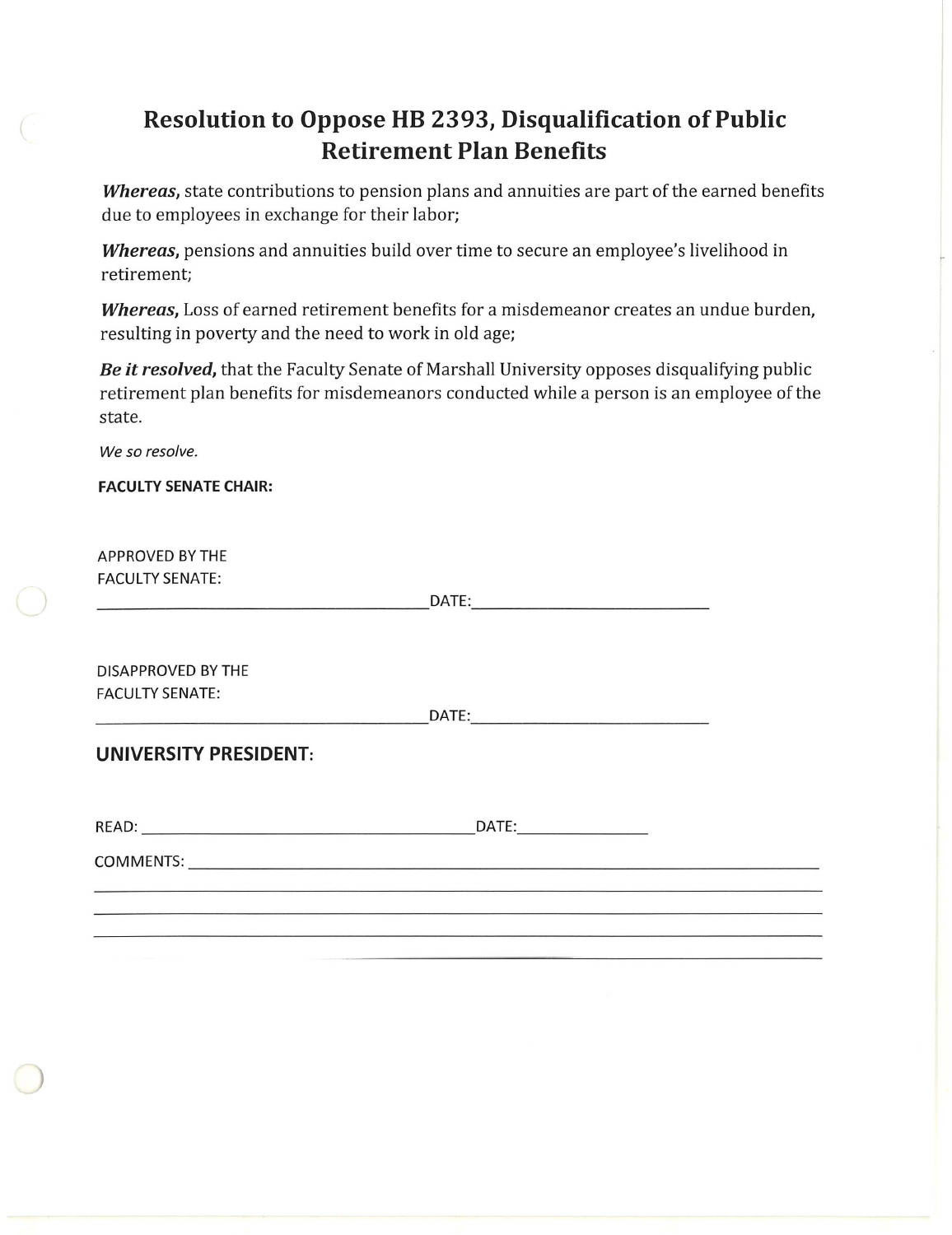# Resolution to Oppose HB 2393, Disqualification of Public Retirement Plan Benefits

***Whereas,*** state contributions to pension plans and annuities are part of the earned benefits due to employees in exchange for their labor;

***Whereas,*** pensions and annuities build over time to secure an employee's livelihood in retirement;

***Whereas,*** Loss of earned retirement benefits for a misdemeanor creates an undue burden, resulting in poverty and the need to work in old age;

***Be it resolved,*** that the Faculty Senate of Marshall University opposes disqualifying public retirement plan benefits for misdemeanors conducted while a person is an employee of the state.

*We so resolve.*

**FACULTY SENATE CHAIR:**

APPROVED BY THE
FACULTY SENATE:
_______________________________ DATE: _______________________

DISAPPROVED BY THE
FACULTY SENATE:
_______________________________ DATE: _______________________

**UNIVERSITY PRESIDENT:**

READ: _______________________________ DATE: _______________

COMMENTS: _______________________________________________________________